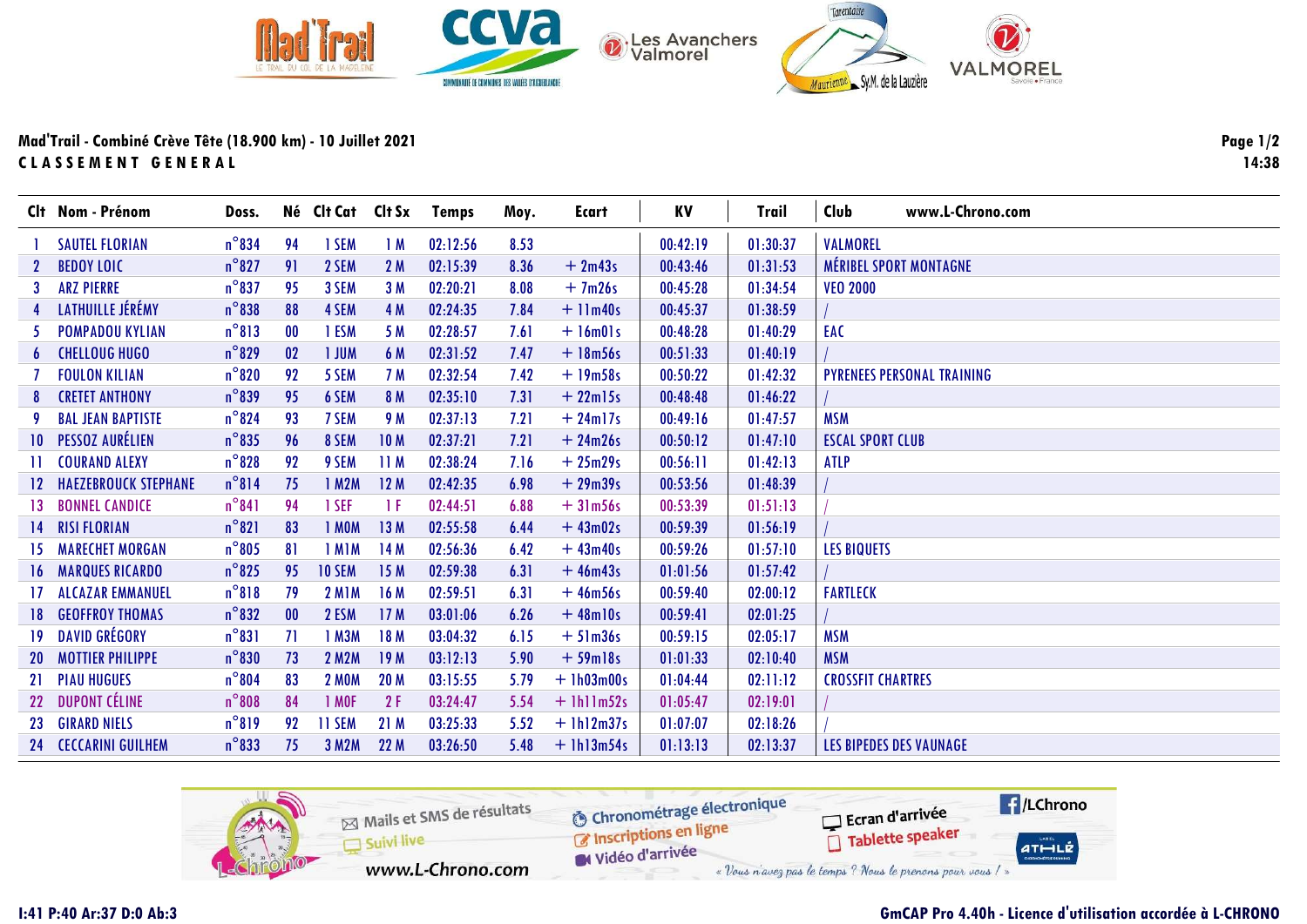## Mad'Trail - Combiné Crève Tête (18.900 km) - 10 Juillet 2021

**C L A S S E M E N T   G E N E R A L**

| Clt | Nom - Prénom | Doss. | Né | Clt Cat | Clt Sx | Temps | Moy. | Ecart | KV | Trail | Club www.L-Chrono.com |
|---|---|---|---|---|---|---|---|---|---|---|---|
| 1 | SAUTEL FLORIAN | n°834 | 94 | 1 SEM | 1 M | 02:12:56 | 8.53 | | 00:42:19 | 01:30:37 | VALMOREL |
| 2 | BEDOY LOIC | n°827 | 91 | 2 SEM | 2 M | 02:15:39 | 8.36 | + 2m43s | 00:43:46 | 01:31:53 | MÉRIBEL SPORT MONTAGNE |
| 3 | ARZ PIERRE | n°837 | 95 | 3 SEM | 3 M | 02:20:21 | 8.08 | + 7m26s | 00:45:28 | 01:34:54 | VEO 2000 |
| 4 | LATHUILLE JÉRÉMY | n°838 | 88 | 4 SEM | 4 M | 02:24:35 | 7.84 | + 11m40s | 00:45:37 | 01:38:59 | / |
| 5 | POMPADOU KYLIAN | n°813 | 00 | 1 ESM | 5 M | 02:28:57 | 7.61 | + 16m01s | 00:48:28 | 01:40:29 | EAC |
| 6 | CHELLOUG HUGO | n°829 | 02 | 1 JUM | 6 M | 02:31:52 | 7.47 | + 18m56s | 00:51:33 | 01:40:19 | / |
| 7 | FOULON KILIAN | n°820 | 92 | 5 SEM | 7 M | 02:32:54 | 7.42 | + 19m58s | 00:50:22 | 01:42:32 | PYRENEES PERSONAL TRAINING |
| 8 | CRETET ANTHONY | n°839 | 95 | 6 SEM | 8 M | 02:35:10 | 7.31 | + 22m15s | 00:48:48 | 01:46:22 | / |
| 9 | BAL JEAN BAPTISTE | n°824 | 93 | 7 SEM | 9 M | 02:37:13 | 7.21 | + 24m17s | 00:49:16 | 01:47:57 | MSM |
| 10 | PESSOZ AURÉLIEN | n°835 | 96 | 8 SEM | 10 M | 02:37:21 | 7.21 | + 24m26s | 00:50:12 | 01:47:10 | ESCAL SPORT CLUB |
| 11 | COURAND ALEXY | n°828 | 92 | 9 SEM | 11 M | 02:38:24 | 7.16 | + 25m29s | 00:56:11 | 01:42:13 | ATLP |
| 12 | HAEZEBROUCK STEPHANE | n°814 | 75 | 1 M2M | 12 M | 02:42:35 | 6.98 | + 29m39s | 00:53:56 | 01:48:39 | / |
| 13 | BONNEL CANDICE | n°841 | 94 | 1 SEF | 1 F | 02:44:51 | 6.88 | + 31m56s | 00:53:39 | 01:51:13 | / |
| 14 | RISI FLORIAN | n°821 | 83 | 1 M0M | 13 M | 02:55:58 | 6.44 | + 43m02s | 00:59:39 | 01:56:19 | / |
| 15 | MARECHET MORGAN | n°805 | 81 | 1 M1M | 14 M | 02:56:36 | 6.42 | + 43m40s | 00:59:26 | 01:57:10 | LES BIQUETS |
| 16 | MARQUES RICARDO | n°825 | 95 | 10 SEM | 15 M | 02:59:38 | 6.31 | + 46m43s | 01:01:56 | 01:57:42 | / |
| 17 | ALCAZAR EMMANUEL | n°818 | 79 | 2 M1M | 16 M | 02:59:51 | 6.31 | + 46m56s | 00:59:40 | 02:00:12 | FARTLECK |
| 18 | GEOFFROY THOMAS | n°832 | 00 | 2 ESM | 17 M | 03:01:06 | 6.26 | + 48m10s | 00:59:41 | 02:01:25 | / |
| 19 | DAVID GRÉGORY | n°831 | 71 | 1 M3M | 18 M | 03:04:32 | 6.15 | + 51m36s | 00:59:15 | 02:05:17 | MSM |
| 20 | MOTTIER PHILIPPE | n°830 | 73 | 2 M2M | 19 M | 03:12:13 | 5.90 | + 59m18s | 01:01:33 | 02:10:40 | MSM |
| 21 | PIAU HUGUES | n°804 | 83 | 2 M0M | 20 M | 03:15:55 | 5.79 | + 1h03m00s | 01:04:44 | 02:11:12 | CROSSFIT CHARTRES |
| 22 | DUPONT CÉLINE | n°808 | 84 | 1 M0F | 2 F | 03:24:47 | 5.54 | + 1h11m52s | 01:05:47 | 02:19:01 | / |
| 23 | GIRARD NIELS | n°819 | 92 | 11 SEM | 21 M | 03:25:33 | 5.52 | + 1h12m37s | 01:07:07 | 02:18:26 | / |
| 24 | CECCARINI GUILHEM | n°833 | 75 | 3 M2M | 22 M | 03:26:50 | 5.48 | + 1h13m54s | 01:13:13 | 02:13:37 | LES BIPEDES DES VAUNAGE |

I:41 P:40 Ar:37 D:0 Ab:3

GmCAP Pro 4.40h - Licence d'utilisation accordée à L-CHRONO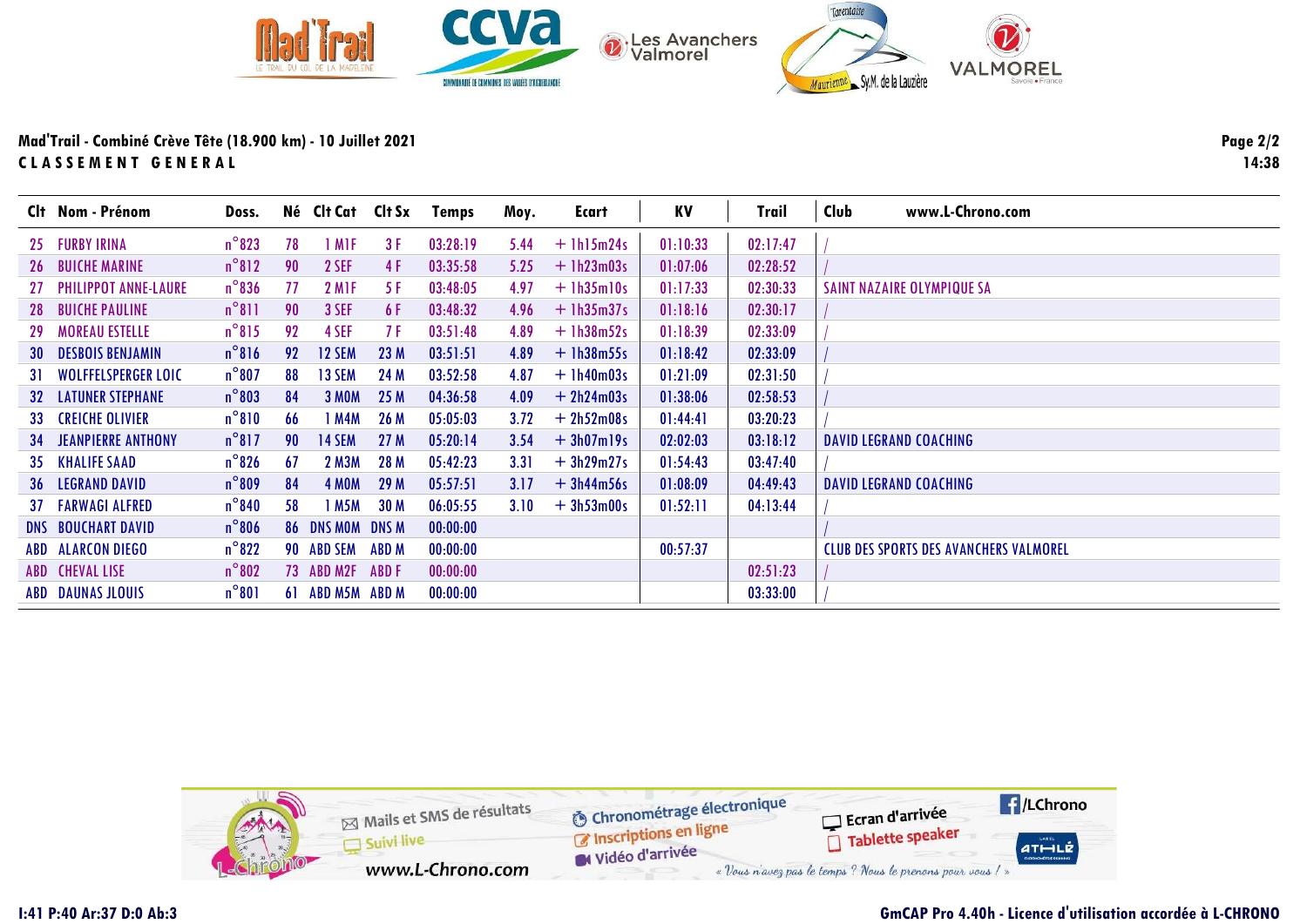## Mad'Trail - Combiné Crève Tête (18.900 km) - 10 Juillet 2021

**CLASSEMENT GENERAL**

| Clt | Nom - Prénom | Doss. | Né | Clt Cat | Clt Sx | Temps | Moy. | Ecart | KV | Trail | Club www.L-Chrono.com |
|---|---|---|---|---|---|---|---|---|---|---|---|
| 25 | FURBY IRINA | n°823 | 78 | 1 M1F | 3 F | 03:28:19 | 5.44 | + 1h15m24s | 01:10:33 | 02:17:47 | / |
| 26 | BUICHE MARINE | n°812 | 90 | 2 SEF | 4 F | 03:35:58 | 5.25 | + 1h23m03s | 01:07:06 | 02:28:52 | / |
| 27 | PHILIPPOT ANNE-LAURE | n°836 | 77 | 2 M1F | 5 F | 03:48:05 | 4.97 | + 1h35m10s | 01:17:33 | 02:30:33 | SAINT NAZAIRE OLYMPIQUE SA |
| 28 | BUICHE PAULINE | n°811 | 90 | 3 SEF | 6 F | 03:48:32 | 4.96 | + 1h35m37s | 01:18:16 | 02:30:17 | / |
| 29 | MOREAU ESTELLE | n°815 | 92 | 4 SEF | 7 F | 03:51:48 | 4.89 | + 1h38m52s | 01:18:39 | 02:33:09 | / |
| 30 | DESBOIS BENJAMIN | n°816 | 92 | 12 SEM | 23 M | 03:51:51 | 4.89 | + 1h38m55s | 01:18:42 | 02:33:09 | / |
| 31 | WOLFFELSPERGER LOIC | n°807 | 88 | 13 SEM | 24 M | 03:52:58 | 4.87 | + 1h40m03s | 01:21:09 | 02:31:50 | / |
| 32 | LATUNER STEPHANE | n°803 | 84 | 3 M0M | 25 M | 04:36:58 | 4.09 | + 2h24m03s | 01:38:06 | 02:58:53 | / |
| 33 | CREICHE OLIVIER | n°810 | 66 | 1 M4M | 26 M | 05:05:03 | 3.72 | + 2h52m08s | 01:44:41 | 03:20:23 | / |
| 34 | JEANPIERRE ANTHONY | n°817 | 90 | 14 SEM | 27 M | 05:20:14 | 3.54 | + 3h07m19s | 02:02:03 | 03:18:12 | DAVID LEGRAND COACHING |
| 35 | KHALIFE SAAD | n°826 | 67 | 2 M3M | 28 M | 05:42:23 | 3.31 | + 3h29m27s | 01:54:43 | 03:47:40 | / |
| 36 | LEGRAND DAVID | n°809 | 84 | 4 M0M | 29 M | 05:57:51 | 3.17 | + 3h44m56s | 01:08:09 | 04:49:43 | DAVID LEGRAND COACHING |
| 37 | FARWAGI ALFRED | n°840 | 58 | 1 M5M | 30 M | 06:05:55 | 3.10 | + 3h53m00s | 01:52:11 | 04:13:44 | / |
| DNS | BOUCHART DAVID | n°806 | 86 | DNS M0M | DNS M | 00:00:00 | | | | | / |
| ABD | ALARCON DIEGO | n°822 | 90 | ABD SEM | ABD M | 00:00:00 | | | 00:57:37 | | CLUB DES SPORTS DES AVANCHERS VALMOREL |
| ABD | CHEVAL LISE | n°802 | 73 | ABD M2F | ABD F | 00:00:00 | | | | 02:51:23 | / |
| ABD | DAUNAS JLOUIS | n°801 | 61 | ABD M5M | ABD M | 00:00:00 | | | | 03:33:00 | / |

I:41 P:40 Ar:37 D:0 Ab:3

GmCAP Pro 4.40h - Licence d'utilisation accordée à L-CHRONO